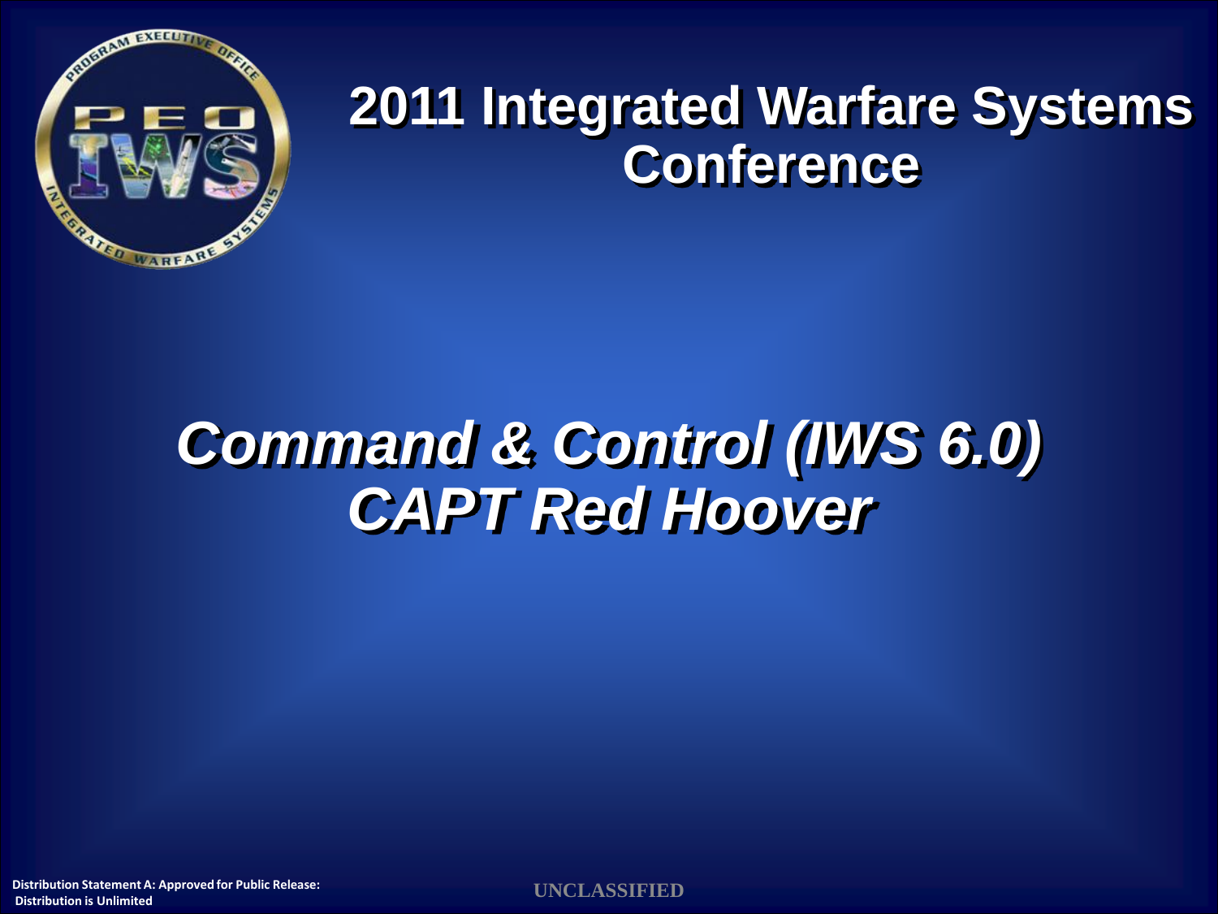# 2011 Integrated Warfare Systems Conference

## *Command & Control (IWS 6.0)*
## *CAPT Red Hoover*

Distribution Statement A: Approved for Public Release: Distribution is Unlimited

UNCLASSIFIED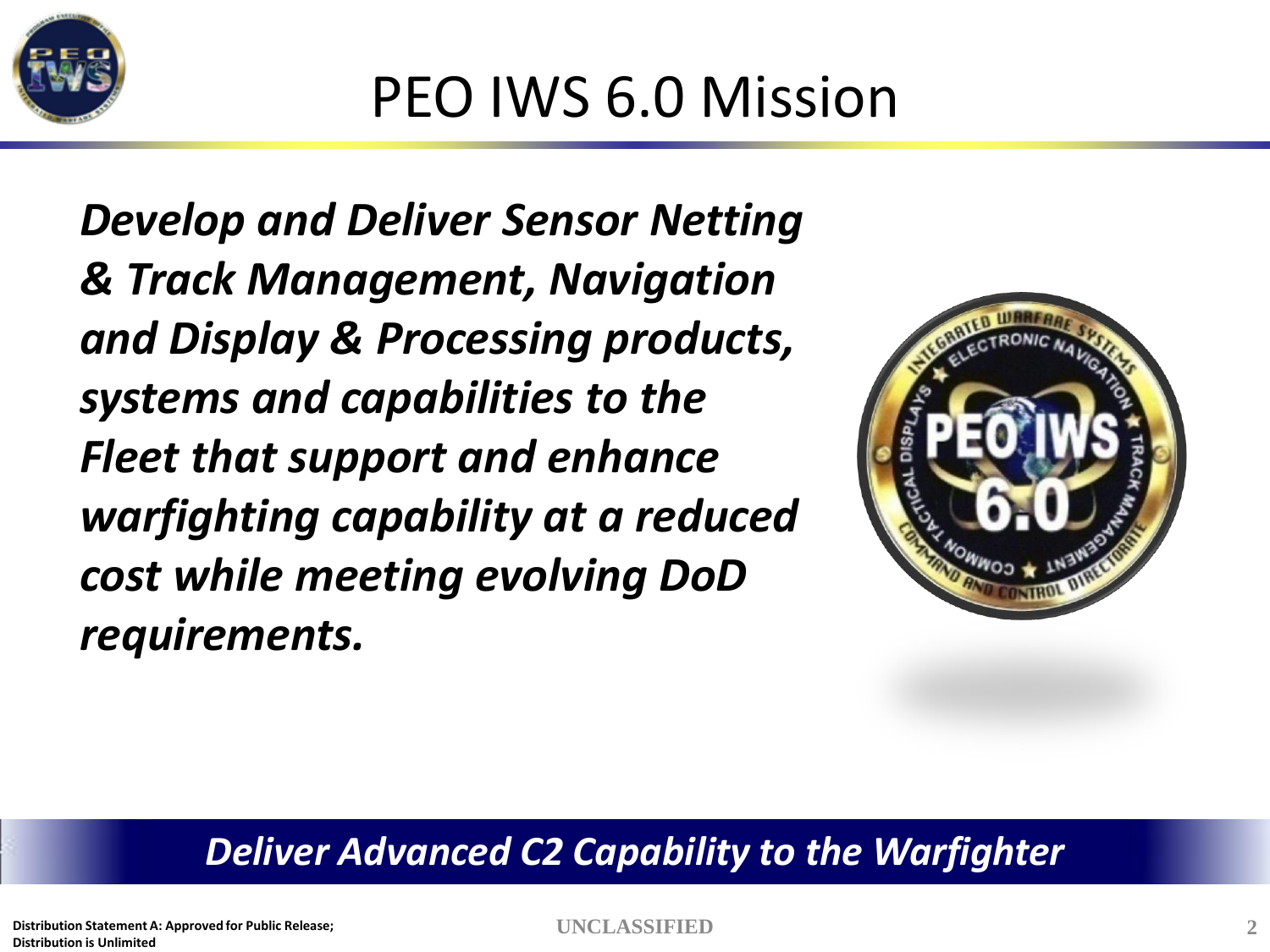# PEO IWS 6.0 Mission

***Develop and Deliver Sensor Netting & Track Management, Navigation and Display & Processing products, systems and capabilities to the Fleet that support and enhance warfighting capability at a reduced cost while meeting evolving DoD requirements.***

***Deliver Advanced C2 Capability to the Warfighter***

Distribution Statement A: Approved for Public Release; Distribution is Unlimited

UNCLASSIFIED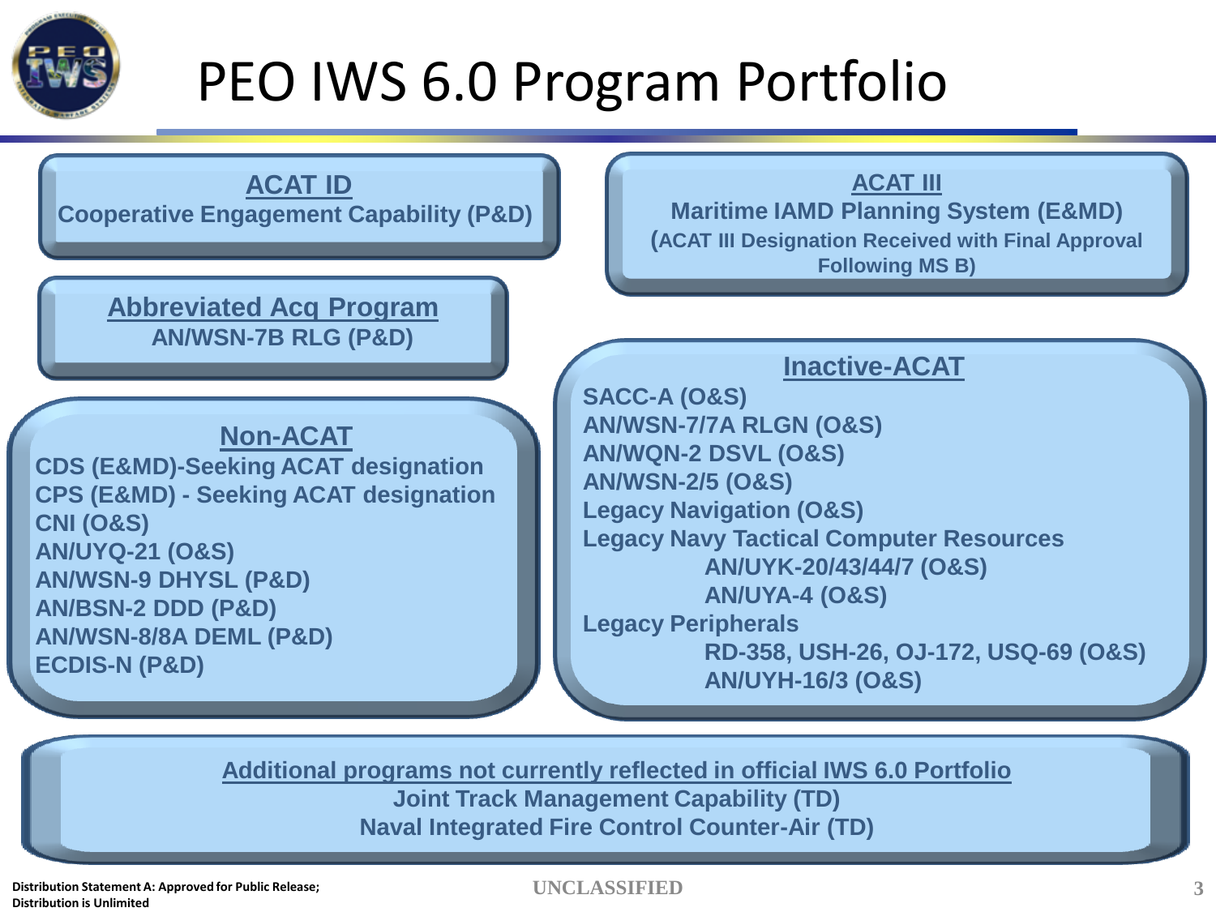# PEO IWS 6.0 Program Portfolio

## ACAT ID

**Cooperative Engagement Capability (P&D)**

## ACAT III

**Maritime IAMD Planning System (E&MD)**
**(ACAT III Designation Received with Final Approval Following MS B)**

## Abbreviated Acq Program

**AN/WSN-7B RLG (P&D)**

## Non-ACAT

- **CDS (E&MD)-Seeking ACAT designation**
- **CPS (E&MD) - Seeking ACAT designation**
- **CNI (O&S)**
- **AN/UYQ-21 (O&S)**
- **AN/WSN-9 DHYSL (P&D)**
- **AN/BSN-2 DDD (P&D)**
- **AN/WSN-8/8A DEML (P&D)**
- **ECDIS-N (P&D)**

## Inactive-ACAT

- **SACC-A (O&S)**
- **AN/WSN-7/7A RLGN (O&S)**
- **AN/WQN-2 DSVL (O&S)**
- **AN/WSN-2/5 (O&S)**
- **Legacy Navigation (O&S)**
- **Legacy Navy Tactical Computer Resources**
  - **AN/UYK-20/43/44/7 (O&S)**
  - **AN/UYA-4 (O&S)**
- **Legacy Peripherals**
  - **RD-358, USH-26, OJ-172, USQ-69 (O&S)**
  - **AN/UYH-16/3 (O&S)**

## Additional programs not currently reflected in official IWS 6.0 Portfolio

**Joint Track Management Capability (TD)**
**Naval Integrated Fire Control Counter-Air (TD)**

Distribution Statement A: Approved for Public Release; Distribution is Unlimited

UNCLASSIFIED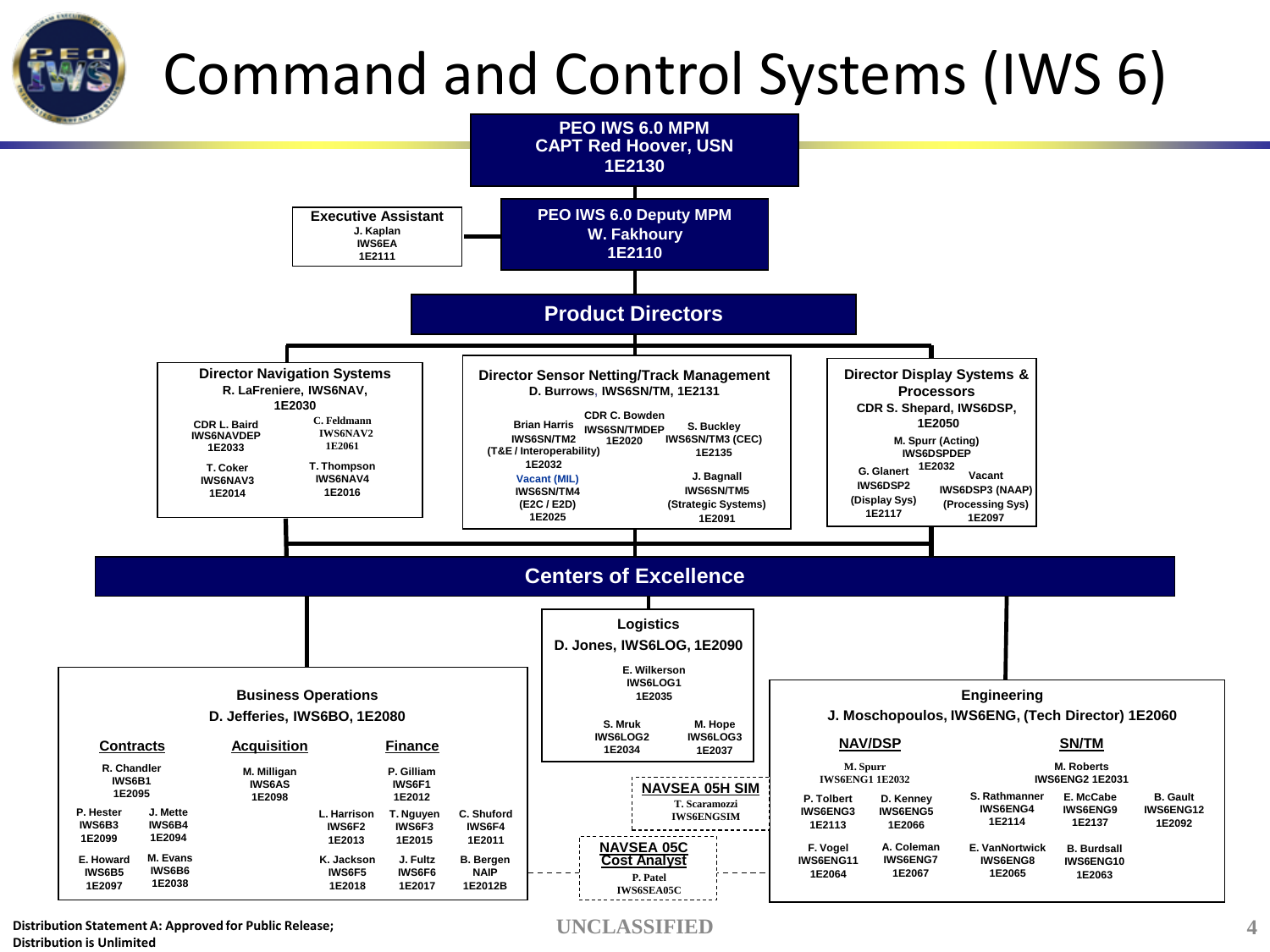# Command and Control Systems (IWS 6)

**PEO IWS 6.0 MPM**
**CAPT Red Hoover, USN**
**1E2130**

**Executive Assistant**
J. Kaplan
IWS6EA
1E2111

**PEO IWS 6.0 Deputy MPM**
**W. Fakhoury**
**1E2110**

## Product Directors

### Director Navigation Systems
R. LaFreniere, IWS6NAV, 1E2030

- CDR L. Baird, IWS6NAVDEP, 1E2033
- C. Feldmann, IWS6NAV2, 1E2061
- T. Coker, IWS6NAV3, 1E2014
- T. Thompson, IWS6NAV4, 1E2016

### Director Sensor Netting/Track Management
D. Burrows, IWS6SN/TM, 1E2131

- Brian Harris, IWS6SN/TM2 (T&E / Interoperability), 1E2032
- CDR C. Bowden, IWS6SN/TMDEP, 1E2020
- S. Buckley, IWS6SN/TM3 (CEC), 1E2135
- Vacant (MIL), IWS6SN/TM4 (E2C / E2D), 1E2025
- J. Bagnall, IWS6SN/TM5 (Strategic Systems), 1E2091

### Director Display Systems & Processors
CDR S. Shepard, IWS6DSP, 1E2050

- M. Spurr (Acting), IWS6DSPDEP, 1E2032
- G. Glanert, IWS6DSP2 (Display Sys), 1E2117
- Vacant, IWS6DSP3 (NAAP) (Processing Sys), 1E2097

## Centers of Excellence

### Business Operations
D. Jefferies, IWS6BO, 1E2080

**Contracts**
- R. Chandler, IWS6B1, 1E2095
- P. Hester, IWS6B3, 1E2099
- J. Mette, IWS6B4, 1E2094
- E. Howard, IWS6B5, 1E2097
- M. Evans, IWS6B6, 1E2038

**Acquisition**
- M. Milligan, IWS6AS, 1E2098

**Finance**
- P. Gilliam, IWS6F1, 1E2012
- L. Harrison, IWS6F2, 1E2013
- T. Nguyen, IWS6F3, 1E2015
- C. Shuford, IWS6F4, 1E2011
- K. Jackson, IWS6F5, 1E2018
- J. Fultz, IWS6F6, 1E2017
- B. Bergen, NAIP, 1E2012B

### Logistics
D. Jones, IWS6LOG, 1E2090

- E. Wilkerson, IWS6LOG1, 1E2035
- S. Mruk, IWS6LOG2, 1E2034
- M. Hope, IWS6LOG3, 1E2037

**NAVSEA 05H SIM**
T. Scaramozzi
IWS6ENGSIM

**NAVSEA 05C Cost Analyst**
P. Patel
IWS6SEA05C

### Engineering
J. Moschopoulos, IWS6ENG, (Tech Director) 1E2060

**NAV/DSP**
- M. Spurr, IWS6ENG1 1E2032
- P. Tolbert, IWS6ENG3, 1E2113
- D. Kenney, IWS6ENG5, 1E2066
- F. Vogel, IWS6ENG11, 1E2064
- A. Coleman, IWS6ENG7, 1E2067

**SN/TM**
- M. Roberts, IWS6ENG2 1E2031
- S. Rathmanner, IWS6ENG4, 1E2114
- E. McCabe, IWS6ENG9, 1E2137
- B. Gault, IWS6ENG12, 1E2092
- E. VanNortwick, IWS6ENG8, 1E2065
- B. Burdsall, IWS6ENG10, 1E2063

Distribution Statement A: Approved for Public Release; Distribution is Unlimited

UNCLASSIFIED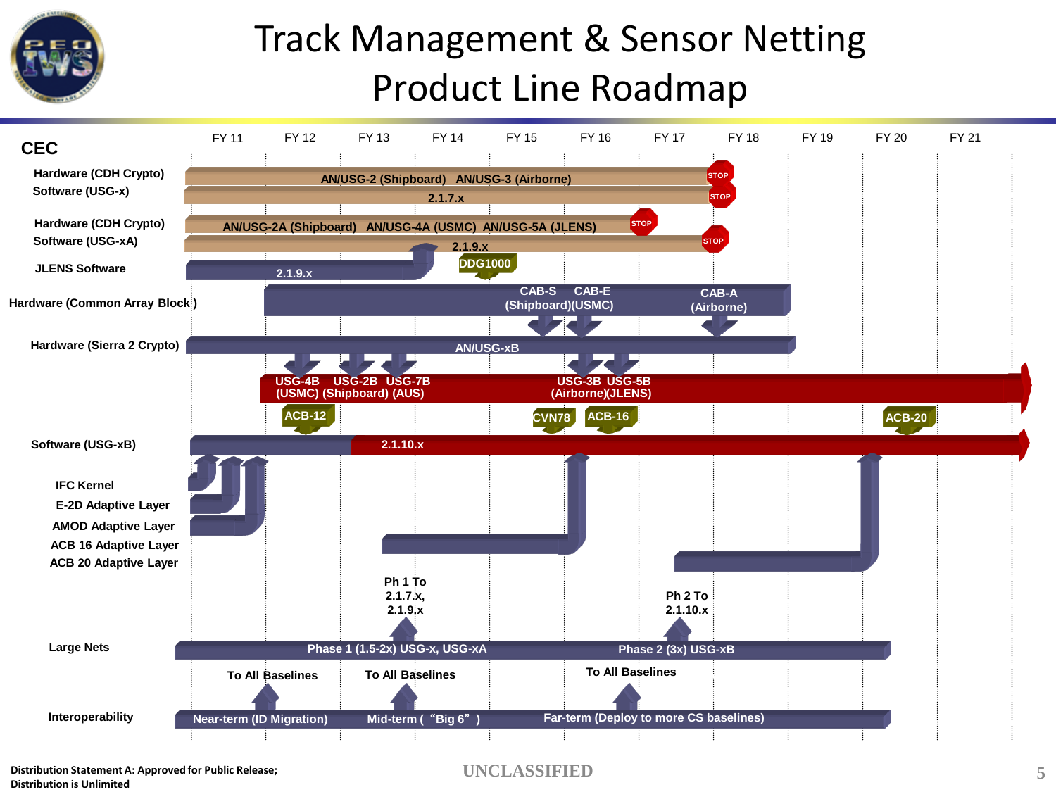# Track Management & Sensor Netting Product Line Roadmap

FY 11 | FY 12 | FY 13 | FY 14 | FY 15 | FY 16 | FY 17 | FY 18 | FY 19 | FY 20 | FY 21

## CEC

**Hardware (CDH Crypto)**
AN/USG-2 (Shipboard) AN/USG-3 (Airborne) — STOP

**Software (USG-x)**
2.1.7.x — STOP

**Hardware (CDH Crypto)**
AN/USG-2A (Shipboard) AN/USG-4A (USMC) AN/USG-5A (JLENS) — STOP

**Software (USG-xA)**
2.1.9.x — STOP

**JLENS Software**
2.1.9.x

DDG1000

**Hardware (Common Array Block)**
CAB-S (Shipboard) CAB-E (USMC) CAB-A (Airborne)

**Hardware (Sierra 2 Crypto)**
AN/USG-xB

USG-4B (USMC) USG-2B (Shipboard) USG-7B (AUS)

USG-3B (Airborne) USG-5B (JLENS)

ACB-12 CVN78 ACB-16 ACB-20

**Software (USG-xB)**
2.1.10.x

**IFC Kernel**

**E-2D Adaptive Layer**

**AMOD Adaptive Layer**

**ACB 16 Adaptive Layer**

**ACB 20 Adaptive Layer**

Ph 1 To 2.1.7.x, 2.1.9.x

Ph 2 To 2.1.10.x

**Large Nets**
Phase 1 (1.5-2x) USG-x, USG-xA
Phase 2 (3x) USG-xB

To All Baselines | To All Baselines | To All Baselines

**Interoperability**
Near-term (ID Migration) | Mid-term ("Big 6") | Far-term (Deploy to more CS baselines)

Distribution Statement A: Approved for Public Release; Distribution is Unlimited

UNCLASSIFIED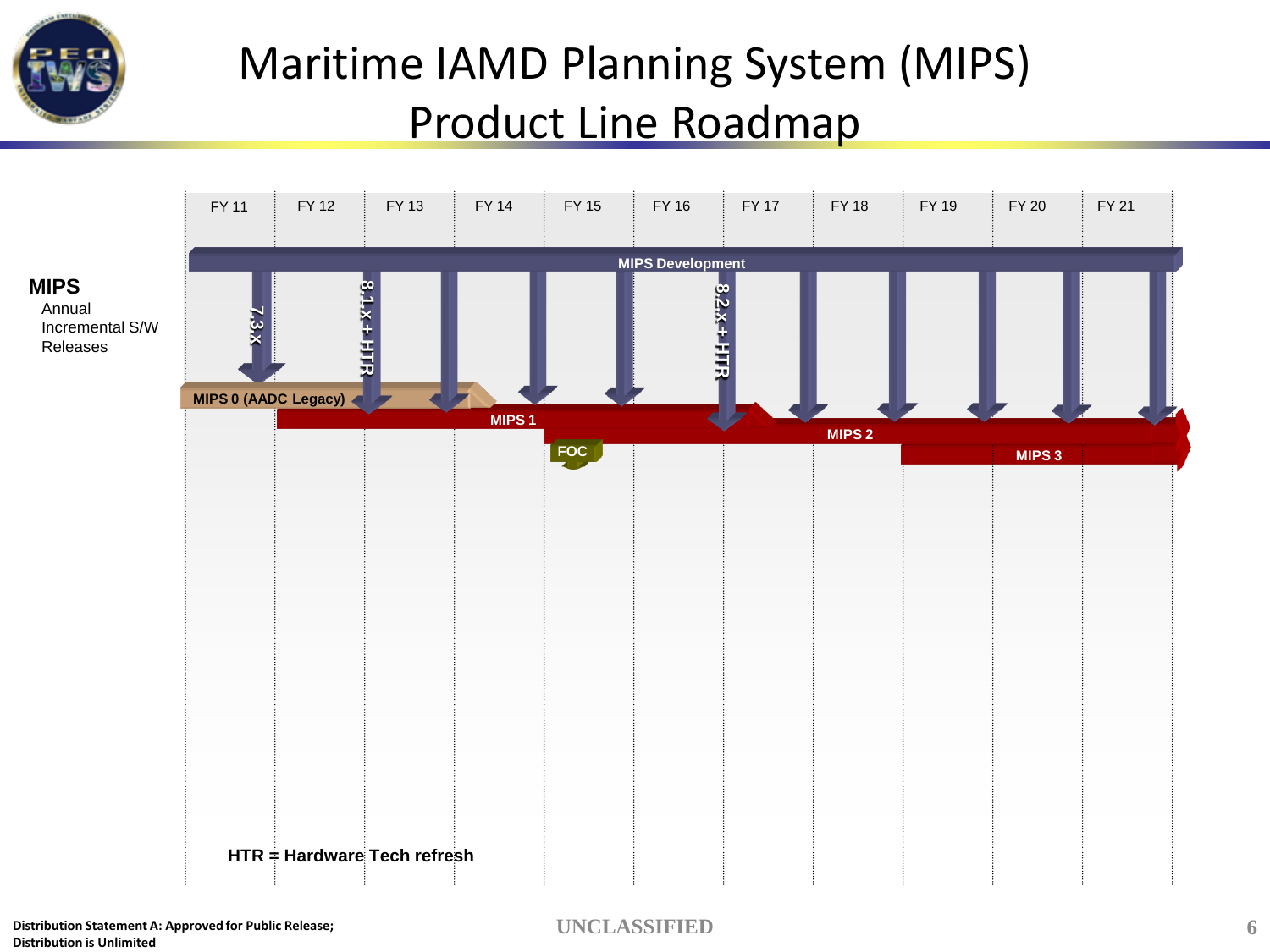# Maritime IAMD Planning System (MIPS) Product Line Roadmap

FY 11 | FY 12 | FY 13 | FY 14 | FY 15 | FY 16 | FY 17 | FY 18 | FY 19 | FY 20 | FY 21

**MIPS**
Annual Incremental S/W Releases

MIPS Development

7.3.x

8.1.x + HTR

8.2.x + HTR

MIPS 0 (AADC Legacy)

MIPS 1

FOC

MIPS 2

MIPS 3

**HTR = Hardware Tech refresh**

**Distribution Statement A: Approved for Public Release; Distribution is Unlimited**

UNCLASSIFIED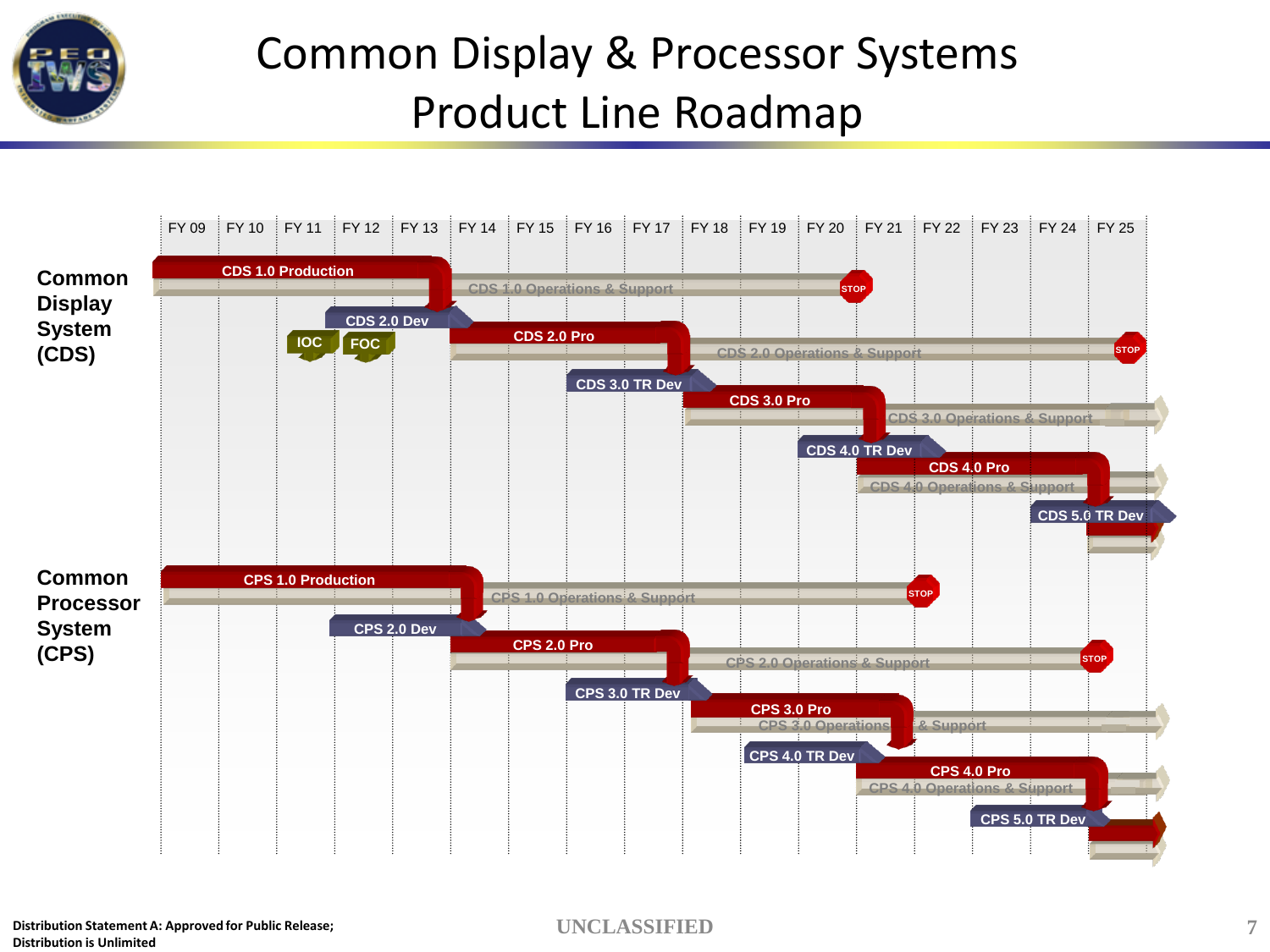# Common Display & Processor Systems Product Line Roadmap

FY 09 | FY 10 | FY 11 | FY 12 | FY 13 | FY 14 | FY 15 | FY 16 | FY 17 | FY 18 | FY 19 | FY 20 | FY 21 | FY 22 | FY 23 | FY 24 | FY 25

**Common Display System (CDS)**

- CDS 1.0 Production
- CDS 1.0 Operations & Support — STOP
- CDS 2.0 Dev
- IOC
- FOC
- CDS 2.0 Pro
- CDS 2.0 Operations & Support — STOP
- CDS 3.0 TR Dev
- CDS 3.0 Pro
- CDS 3.0 Operations & Support
- CDS 4.0 TR Dev
- CDS 4.0 Pro
- CDS 4.0 Operations & Support
- CDS 5.0 TR Dev

**Common Processor System (CPS)**

- CPS 1.0 Production
- CPS 1.0 Operations & Support — STOP
- CPS 2.0 Dev
- CPS 2.0 Pro
- CPS 2.0 Operations & Support — STOP
- CPS 3.0 TR Dev
- CPS 3.0 Pro
- CPS 3.0 Operations & Support
- CPS 4.0 TR Dev
- CPS 4.0 Pro
- CPS 4.0 Operations & Support
- CPS 5.0 TR Dev

Distribution Statement A: Approved for Public Release; Distribution is Unlimited

UNCLASSIFIED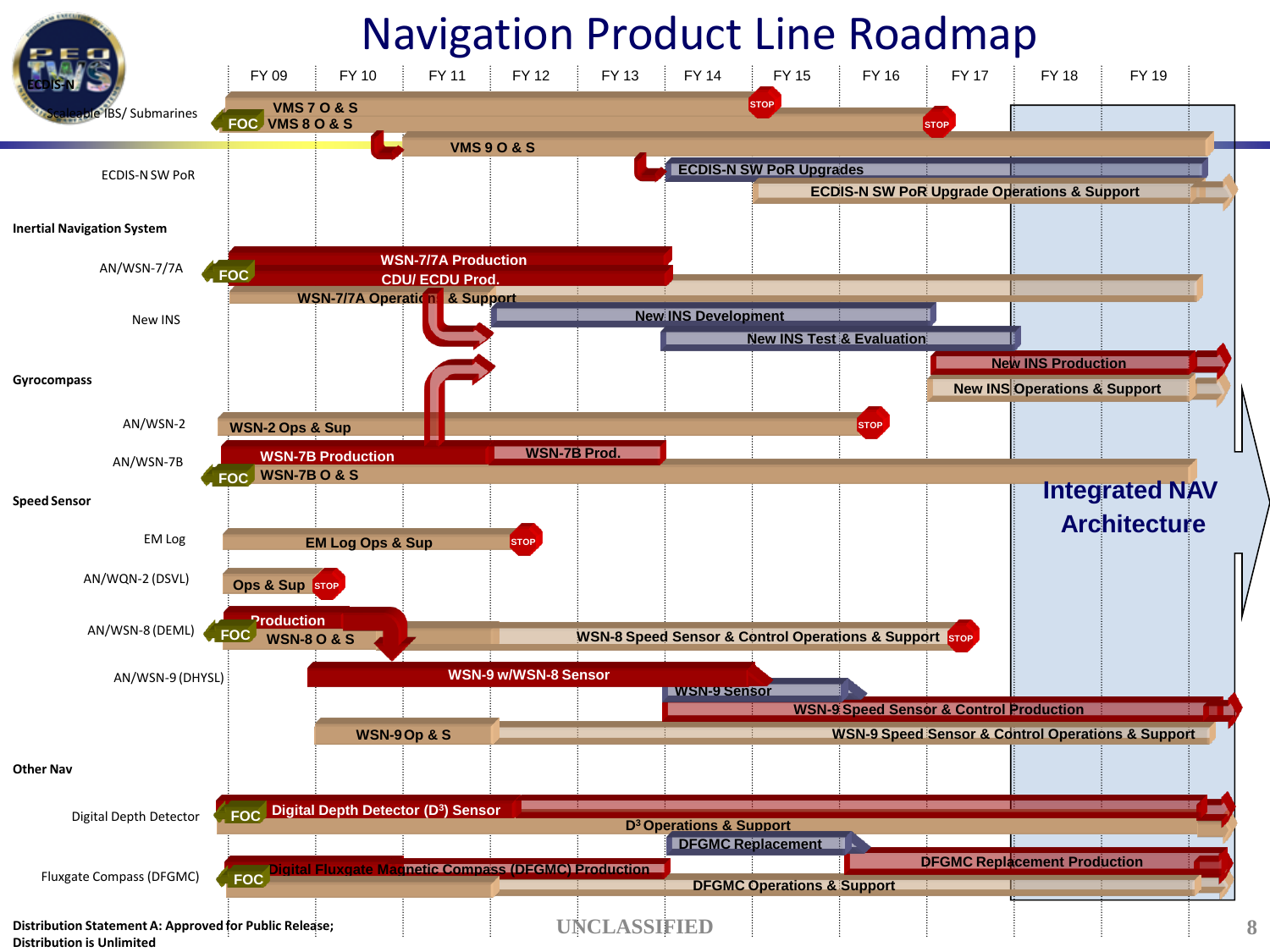# Navigation Product Line Roadmap

FY 09 | FY 10 | FY 11 | FY 12 | FY 13 | FY 14 | FY 15 | FY 16 | FY 17 | FY 18 | FY 19

**ECDIS-N**

Scaleable IBS/ Submarines
- FOC
- VMS 7 O & S — STOP
- VMS 8 O & S — STOP
- VMS 9 O & S

ECDIS-N SW PoR
- ECDIS-N SW PoR Upgrades
- ECDIS-N SW PoR Upgrade Operations & Support

**Inertial Navigation System**

AN/WSN-7/7A
- FOC
- WSN-7/7A Production
- CDU/ ECDU Prod.
- WSN-7/7A Operation & Support

New INS
- New INS Development
- New INS Test & Evaluation
- New INS Production
- New INS Operations & Support

**Gyrocompass**

AN/WSN-2
- WSN-2 Ops & Sup — STOP

AN/WSN-7B
- FOC
- WSN-7B Production
- WSN-7B Prod.
- WSN-7B O & S

**Speed Sensor**

EM Log
- EM Log Ops & Sup — STOP

AN/WQN-2 (DSVL)
- Ops & Sup — STOP

AN/WSN-8 (DEML)
- FOC
- Production
- WSN-8 O & S
- WSN-8 Speed Sensor & Control Operations & Support — STOP

AN/WSN-9 (DHYSL)
- WSN-9 w/WSN-8 Sensor
- WSN-9 Sensor
- WSN-9 Speed Sensor & Control Production
- WSN-9 Op & S
- WSN-9 Speed Sensor & Control Operations & Support

**Other Nav**

Digital Depth Detector
- FOC
- Digital Depth Detector ($D^3$) Sensor
- $D^3$ Operations & Support

Fluxgate Compass (DFGMC)
- FOC
- Digital Fluxgate Magnetic Compass (DFGMC) Production
- DFGMC Replacement
- DFGMC Replacement Production
- DFGMC Operations & Support

**Integrated NAV Architecture**

Distribution Statement A: Approved for Public Release; Distribution is Unlimited

UNCLASSIFIED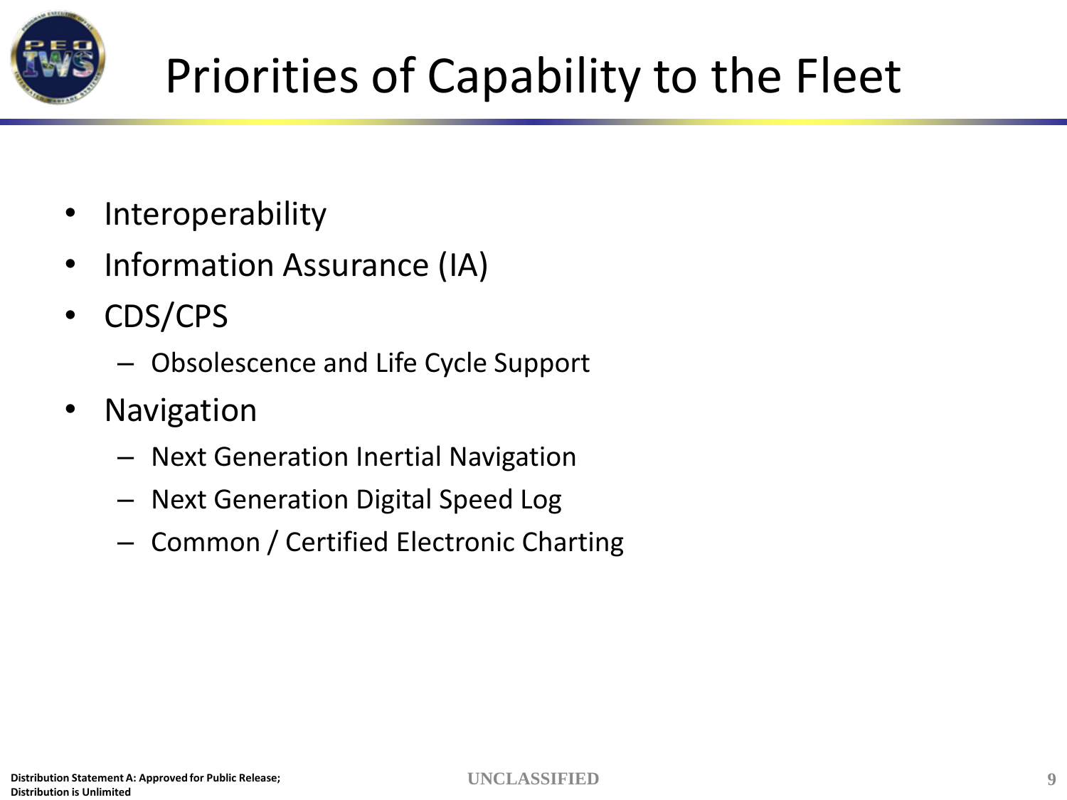# Priorities of Capability to the Fleet

- Interoperability
- Information Assurance (IA)
- CDS/CPS
  - Obsolescence and Life Cycle Support
- Navigation
  - Next Generation Inertial Navigation
  - Next Generation Digital Speed Log
  - Common / Certified Electronic Charting

**Distribution Statement A: Approved for Public Release; Distribution is Unlimited**

UNCLASSIFIED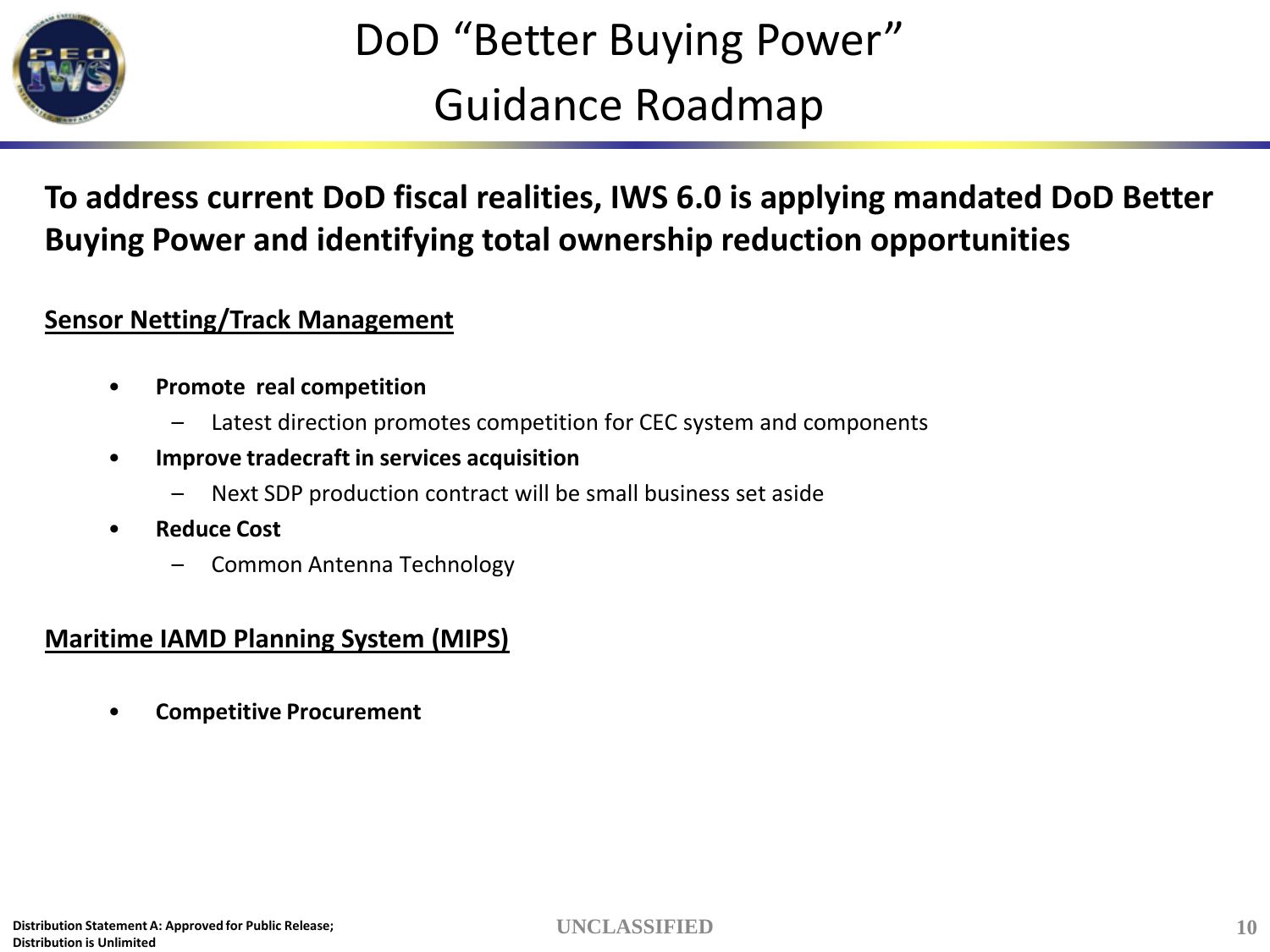# DoD "Better Buying Power" Guidance Roadmap

**To address current DoD fiscal realities, IWS 6.0 is applying mandated DoD Better Buying Power and identifying total ownership reduction opportunities**

## Sensor Netting/Track Management

- **Promote real competition**
  - Latest direction promotes competition for CEC system and components
- **Improve tradecraft in services acquisition**
  - Next SDP production contract will be small business set aside
- **Reduce Cost**
  - Common Antenna Technology

## Maritime IAMD Planning System (MIPS)

- **Competitive Procurement**

Distribution Statement A: Approved for Public Release; Distribution is Unlimited

UNCLASSIFIED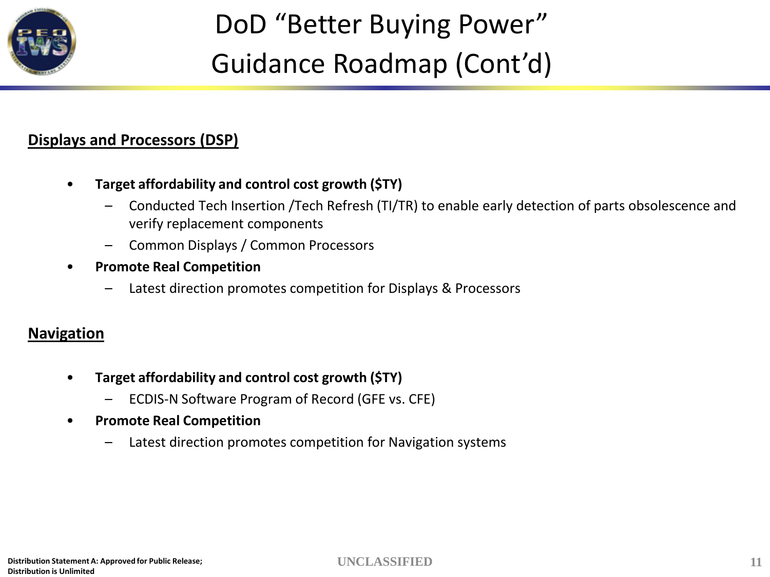# DoD "Better Buying Power" Guidance Roadmap (Cont'd)

**Displays and Processors (DSP)**

- **Target affordability and control cost growth ($TY)**
  - Conducted Tech Insertion /Tech Refresh (TI/TR) to enable early detection of parts obsolescence and verify replacement components
  - Common Displays / Common Processors
- **Promote Real Competition**
  - Latest direction promotes competition for Displays & Processors

**Navigation**

- **Target affordability and control cost growth ($TY)**
  - ECDIS-N Software Program of Record (GFE vs. CFE)
- **Promote Real Competition**
  - Latest direction promotes competition for Navigation systems

Distribution Statement A: Approved for Public Release; Distribution is Unlimited

UNCLASSIFIED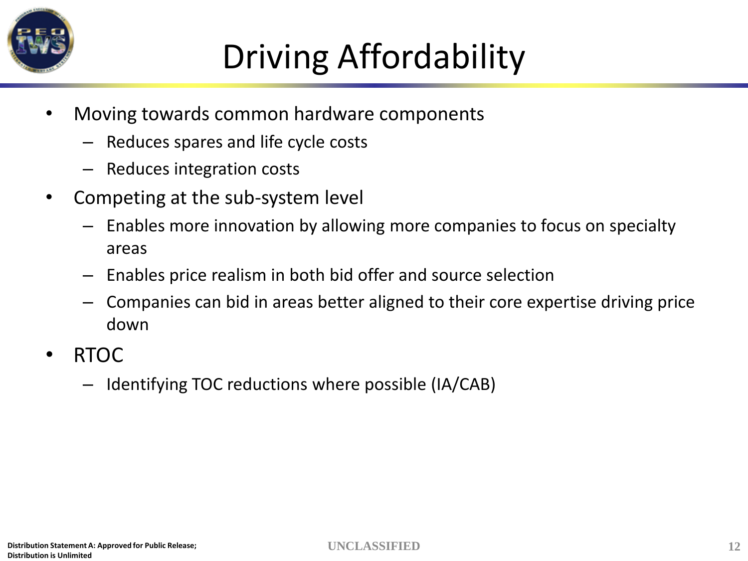# Driving Affordability

- Moving towards common hardware components
  - Reduces spares and life cycle costs
  - Reduces integration costs
- Competing at the sub-system level
  - Enables more innovation by allowing more companies to focus on specialty areas
  - Enables price realism in both bid offer and source selection
  - Companies can bid in areas better aligned to their core expertise driving price down
- RTOC
  - Identifying TOC reductions where possible (IA/CAB)

Distribution Statement A: Approved for Public Release; Distribution is Unlimited

UNCLASSIFIED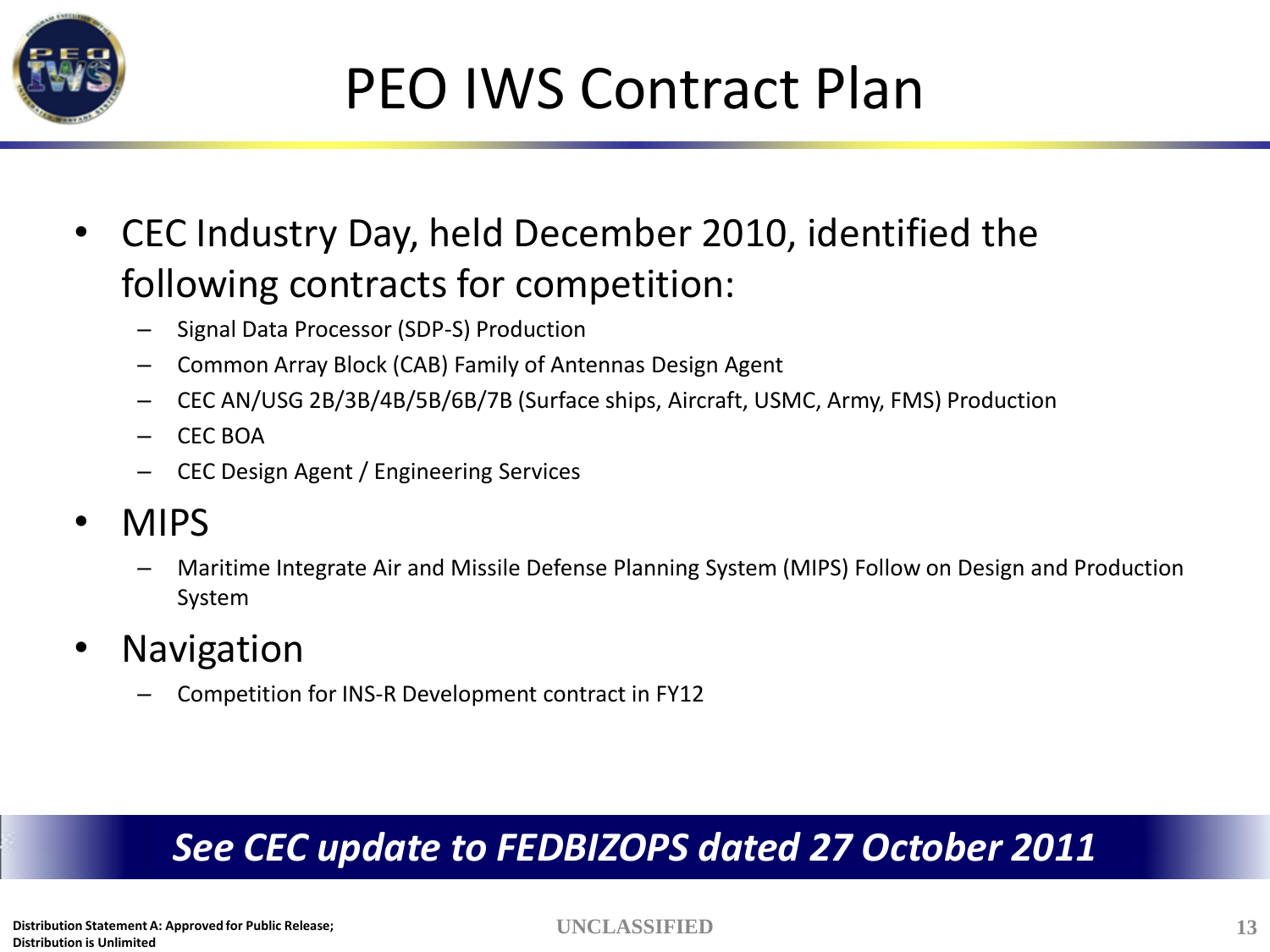# PEO IWS Contract Plan

- CEC Industry Day, held December 2010, identified the following contracts for competition:
  - Signal Data Processor (SDP-S) Production
  - Common Array Block (CAB) Family of Antennas Design Agent
  - CEC AN/USG 2B/3B/4B/5B/6B/7B (Surface ships, Aircraft, USMC, Army, FMS) Production
  - CEC BOA
  - CEC Design Agent / Engineering Services
- MIPS
  - Maritime Integrate Air and Missile Defense Planning System (MIPS) Follow on Design and Production System
- Navigation
  - Competition for INS-R Development contract in FY12

***See CEC update to FEDBIZOPS dated 27 October 2011***

**Distribution Statement A: Approved for Public Release; Distribution is Unlimited**

UNCLASSIFIED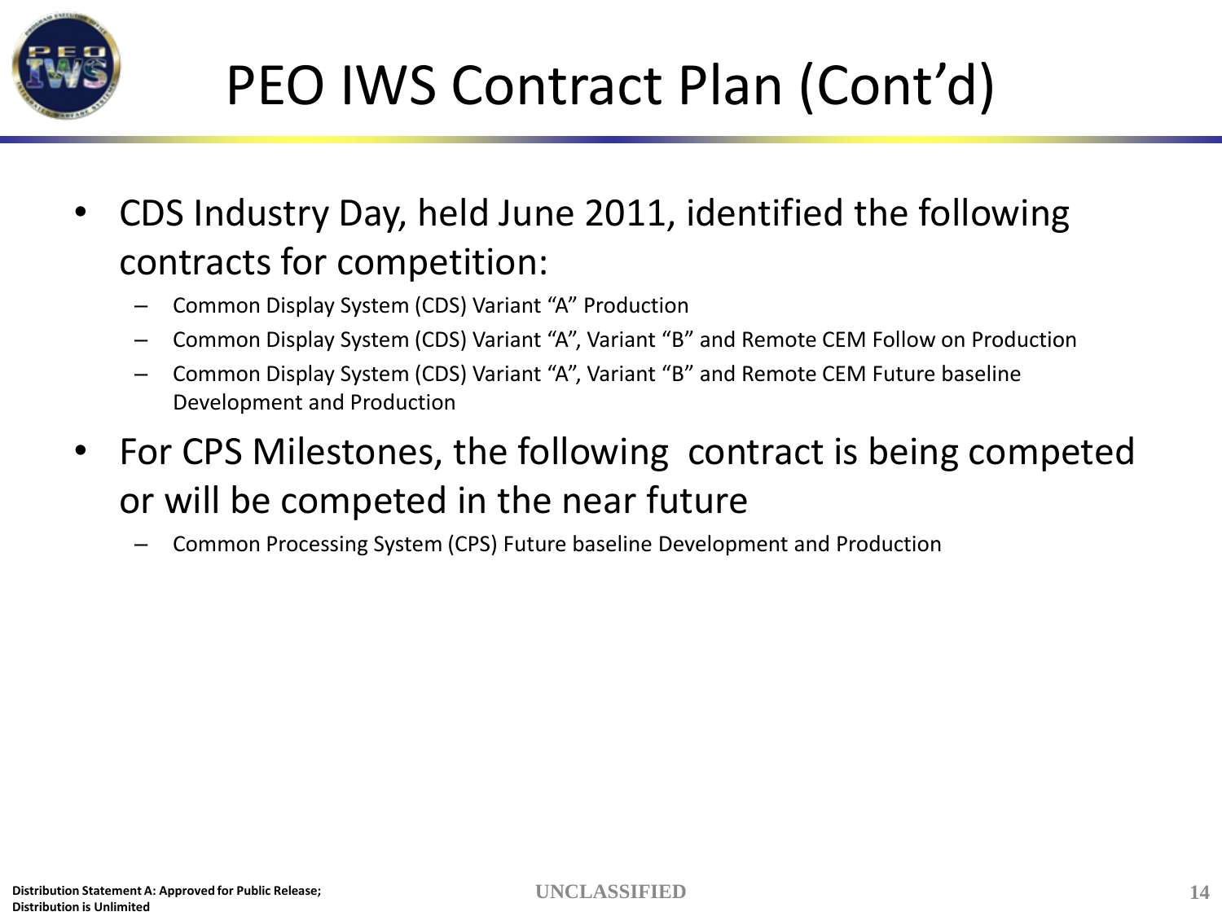# PEO IWS Contract Plan (Cont'd)

- CDS Industry Day, held June 2011, identified the following contracts for competition:
  - Common Display System (CDS) Variant "A" Production
  - Common Display System (CDS) Variant "A", Variant "B" and Remote CEM Follow on Production
  - Common Display System (CDS) Variant "A", Variant "B" and Remote CEM Future baseline Development and Production
- For CPS Milestones, the following contract is being competed or will be competed in the near future
  - Common Processing System (CPS) Future baseline Development and Production

Distribution Statement A: Approved for Public Release; Distribution is Unlimited

UNCLASSIFIED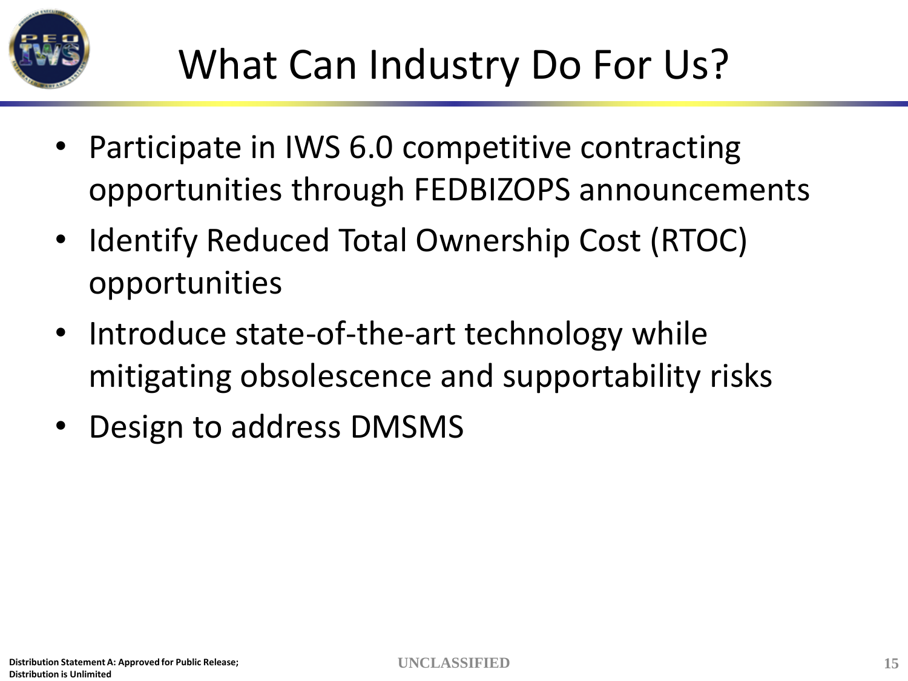# What Can Industry Do For Us?

- Participate in IWS 6.0 competitive contracting opportunities through FEDBIZOPS announcements
- Identify Reduced Total Ownership Cost (RTOC) opportunities
- Introduce state-of-the-art technology while mitigating obsolescence and supportability risks
- Design to address DMSMS

Distribution Statement A: Approved for Public Release; Distribution is Unlimited

UNCLASSIFIED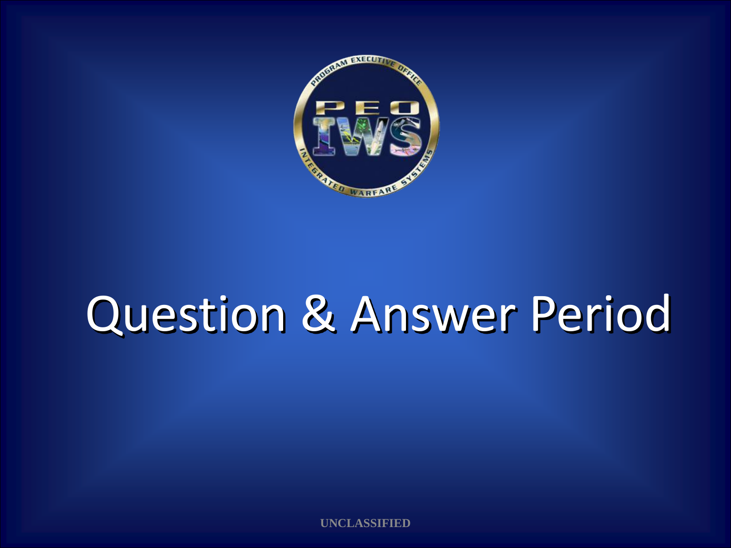# Question & Answer Period

UNCLASSIFIED